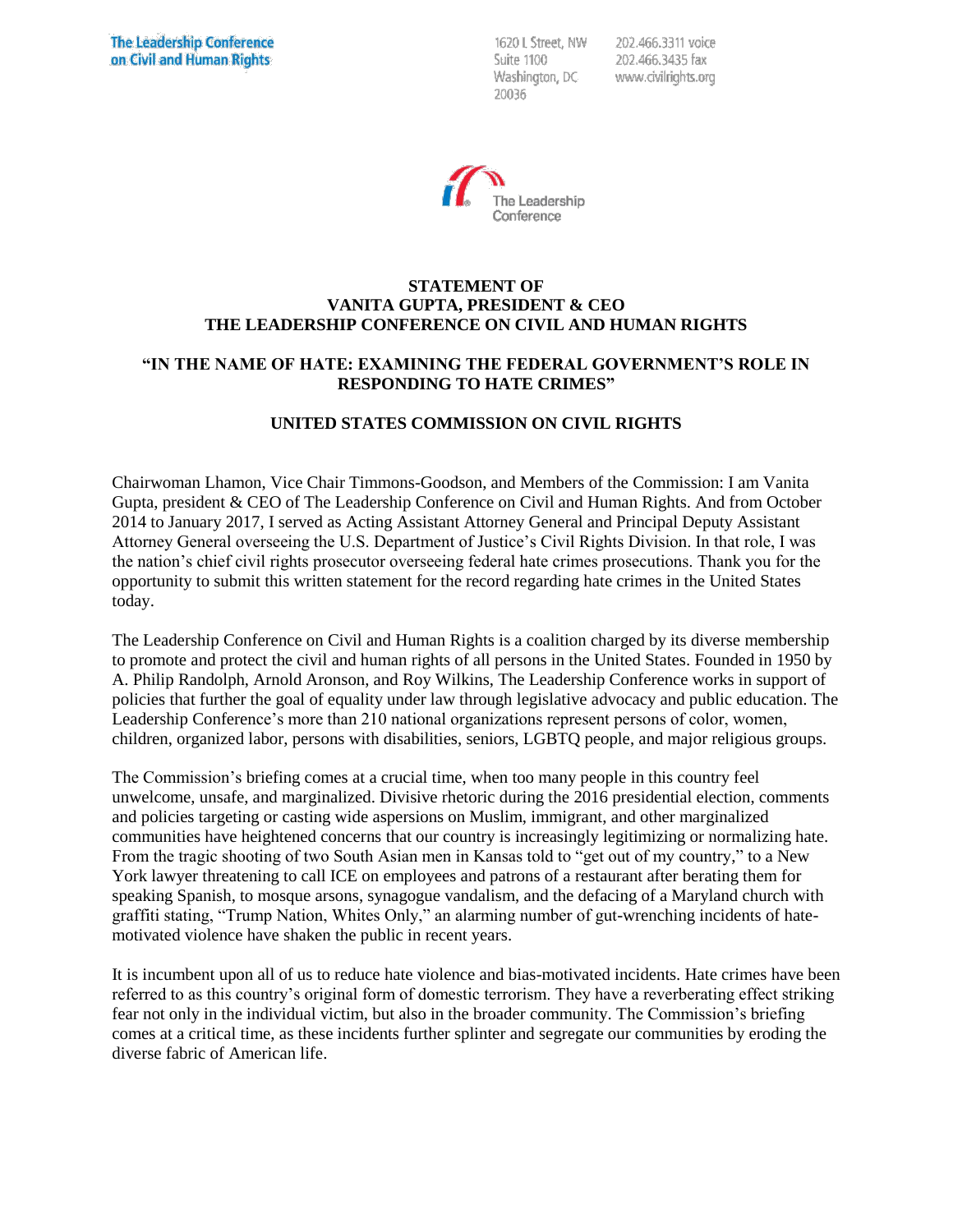The Leadership Conference on Civil and Human Rights

1620 L Street, NW
Suite 1100
Washington, DC
20036

202.466.3311 voice
202.466.3435 fax
www.civilrights.org

The Leadership Conference

**STATEMENT OF**
**VANITA GUPTA, PRESIDENT & CEO**
**THE LEADERSHIP CONFERENCE ON CIVIL AND HUMAN RIGHTS**

**"IN THE NAME OF HATE: EXAMINING THE FEDERAL GOVERNMENT'S ROLE IN RESPONDING TO HATE CRIMES"**

**UNITED STATES COMMISSION ON CIVIL RIGHTS**

Chairwoman Lhamon, Vice Chair Timmons-Goodson, and Members of the Commission: I am Vanita Gupta, president & CEO of The Leadership Conference on Civil and Human Rights. And from October 2014 to January 2017, I served as Acting Assistant Attorney General and Principal Deputy Assistant Attorney General overseeing the U.S. Department of Justice's Civil Rights Division. In that role, I was the nation's chief civil rights prosecutor overseeing federal hate crimes prosecutions. Thank you for the opportunity to submit this written statement for the record regarding hate crimes in the United States today.

The Leadership Conference on Civil and Human Rights is a coalition charged by its diverse membership to promote and protect the civil and human rights of all persons in the United States. Founded in 1950 by A. Philip Randolph, Arnold Aronson, and Roy Wilkins, The Leadership Conference works in support of policies that further the goal of equality under law through legislative advocacy and public education. The Leadership Conference's more than 210 national organizations represent persons of color, women, children, organized labor, persons with disabilities, seniors, LGBTQ people, and major religious groups.

The Commission's briefing comes at a crucial time, when too many people in this country feel unwelcome, unsafe, and marginalized. Divisive rhetoric during the 2016 presidential election, comments and policies targeting or casting wide aspersions on Muslim, immigrant, and other marginalized communities have heightened concerns that our country is increasingly legitimizing or normalizing hate. From the tragic shooting of two South Asian men in Kansas told to "get out of my country," to a New York lawyer threatening to call ICE on employees and patrons of a restaurant after berating them for speaking Spanish, to mosque arsons, synagogue vandalism, and the defacing of a Maryland church with graffiti stating, "Trump Nation, Whites Only," an alarming number of gut-wrenching incidents of hate-motivated violence have shaken the public in recent years.

It is incumbent upon all of us to reduce hate violence and bias-motivated incidents. Hate crimes have been referred to as this country's original form of domestic terrorism. They have a reverberating effect striking fear not only in the individual victim, but also in the broader community. The Commission's briefing comes at a critical time, as these incidents further splinter and segregate our communities by eroding the diverse fabric of American life.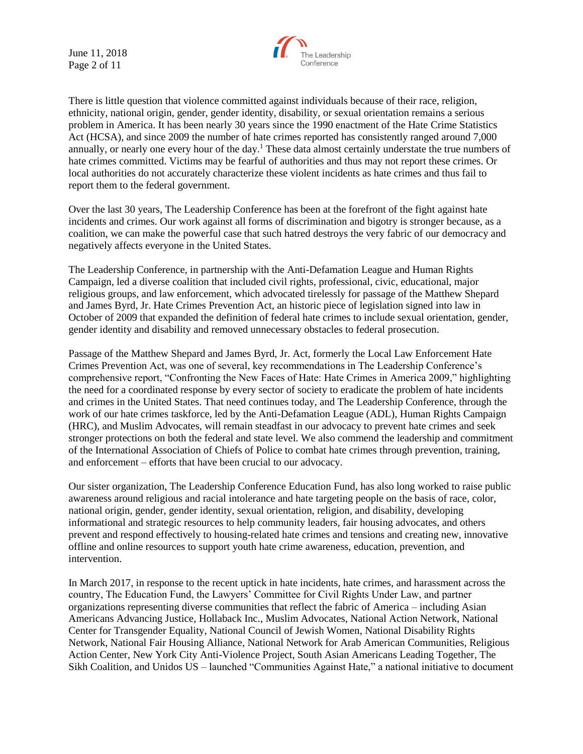There is little question that violence committed against individuals because of their race, religion, ethnicity, national origin, gender, gender identity, disability, or sexual orientation remains a serious problem in America. It has been nearly 30 years since the 1990 enactment of the Hate Crime Statistics Act (HCSA), and since 2009 the number of hate crimes reported has consistently ranged around 7,000 annually, or nearly one every hour of the day.[1] These data almost certainly understate the true numbers of hate crimes committed. Victims may be fearful of authorities and thus may not report these crimes. Or local authorities do not accurately characterize these violent incidents as hate crimes and thus fail to report them to the federal government.

Over the last 30 years, The Leadership Conference has been at the forefront of the fight against hate incidents and crimes. Our work against all forms of discrimination and bigotry is stronger because, as a coalition, we can make the powerful case that such hatred destroys the very fabric of our democracy and negatively affects everyone in the United States.

The Leadership Conference, in partnership with the Anti-Defamation League and Human Rights Campaign, led a diverse coalition that included civil rights, professional, civic, educational, major religious groups, and law enforcement, which advocated tirelessly for passage of the Matthew Shepard and James Byrd, Jr. Hate Crimes Prevention Act, an historic piece of legislation signed into law in October of 2009 that expanded the definition of federal hate crimes to include sexual orientation, gender, gender identity and disability and removed unnecessary obstacles to federal prosecution.

Passage of the Matthew Shepard and James Byrd, Jr. Act, formerly the Local Law Enforcement Hate Crimes Prevention Act, was one of several, key recommendations in The Leadership Conference's comprehensive report, "Confronting the New Faces of Hate: Hate Crimes in America 2009," highlighting the need for a coordinated response by every sector of society to eradicate the problem of hate incidents and crimes in the United States. That need continues today, and The Leadership Conference, through the work of our hate crimes taskforce, led by the Anti-Defamation League (ADL), Human Rights Campaign (HRC), and Muslim Advocates, will remain steadfast in our advocacy to prevent hate crimes and seek stronger protections on both the federal and state level. We also commend the leadership and commitment of the International Association of Chiefs of Police to combat hate crimes through prevention, training, and enforcement – efforts that have been crucial to our advocacy.

Our sister organization, The Leadership Conference Education Fund, has also long worked to raise public awareness around religious and racial intolerance and hate targeting people on the basis of race, color, national origin, gender, gender identity, sexual orientation, religion, and disability, developing informational and strategic resources to help community leaders, fair housing advocates, and others prevent and respond effectively to housing-related hate crimes and tensions and creating new, innovative offline and online resources to support youth hate crime awareness, education, prevention, and intervention.

In March 2017, in response to the recent uptick in hate incidents, hate crimes, and harassment across the country, The Education Fund, the Lawyers' Committee for Civil Rights Under Law, and partner organizations representing diverse communities that reflect the fabric of America – including Asian Americans Advancing Justice, Hollaback Inc., Muslim Advocates, National Action Network, National Center for Transgender Equality, National Council of Jewish Women, National Disability Rights Network, National Fair Housing Alliance, National Network for Arab American Communities, Religious Action Center, New York City Anti-Violence Project, South Asian Americans Leading Together, The Sikh Coalition, and Unidos US – launched "Communities Against Hate," a national initiative to document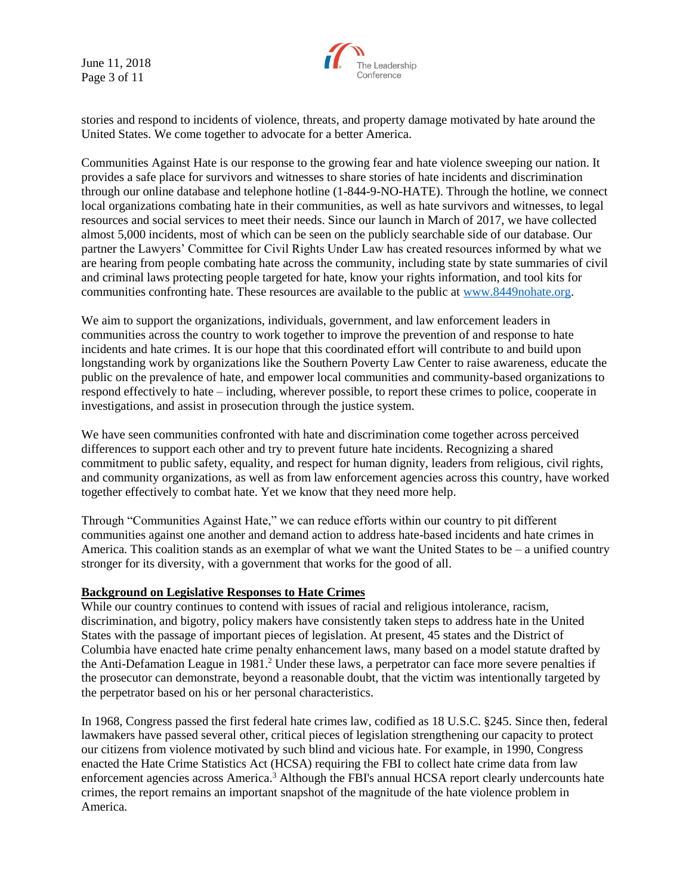stories and respond to incidents of violence, threats, and property damage motivated by hate around the United States. We come together to advocate for a better America.

Communities Against Hate is our response to the growing fear and hate violence sweeping our nation. It provides a safe place for survivors and witnesses to share stories of hate incidents and discrimination through our online database and telephone hotline (1-844-9-NO-HATE). Through the hotline, we connect local organizations combating hate in their communities, as well as hate survivors and witnesses, to legal resources and social services to meet their needs. Since our launch in March of 2017, we have collected almost 5,000 incidents, most of which can be seen on the publicly searchable side of our database. Our partner the Lawyers' Committee for Civil Rights Under Law has created resources informed by what we are hearing from people combating hate across the community, including state by state summaries of civil and criminal laws protecting people targeted for hate, know your rights information, and tool kits for communities confronting hate. These resources are available to the public at [www.8449nohate.org](http://www.8449nohate.org).

We aim to support the organizations, individuals, government, and law enforcement leaders in communities across the country to work together to improve the prevention of and response to hate incidents and hate crimes. It is our hope that this coordinated effort will contribute to and build upon longstanding work by organizations like the Southern Poverty Law Center to raise awareness, educate the public on the prevalence of hate, and empower local communities and community-based organizations to respond effectively to hate – including, wherever possible, to report these crimes to police, cooperate in investigations, and assist in prosecution through the justice system.

We have seen communities confronted with hate and discrimination come together across perceived differences to support each other and try to prevent future hate incidents. Recognizing a shared commitment to public safety, equality, and respect for human dignity, leaders from religious, civil rights, and community organizations, as well as from law enforcement agencies across this country, have worked together effectively to combat hate. Yet we know that they need more help.

Through "Communities Against Hate," we can reduce efforts within our country to pit different communities against one another and demand action to address hate-based incidents and hate crimes in America. This coalition stands as an exemplar of what we want the United States to be – a unified country stronger for its diversity, with a government that works for the good of all.

**Background on Legislative Responses to Hate Crimes**

While our country continues to contend with issues of racial and religious intolerance, racism, discrimination, and bigotry, policy makers have consistently taken steps to address hate in the United States with the passage of important pieces of legislation. At present, 45 states and the District of Columbia have enacted hate crime penalty enhancement laws, many based on a model statute drafted by the Anti-Defamation League in 1981.[2] Under these laws, a perpetrator can face more severe penalties if the prosecutor can demonstrate, beyond a reasonable doubt, that the victim was intentionally targeted by the perpetrator based on his or her personal characteristics.

In 1968, Congress passed the first federal hate crimes law, codified as 18 U.S.C. §245. Since then, federal lawmakers have passed several other, critical pieces of legislation strengthening our capacity to protect our citizens from violence motivated by such blind and vicious hate. For example, in 1990, Congress enacted the Hate Crime Statistics Act (HCSA) requiring the FBI to collect hate crime data from law enforcement agencies across America.[3] Although the FBI's annual HCSA report clearly undercounts hate crimes, the report remains an important snapshot of the magnitude of the hate violence problem in America.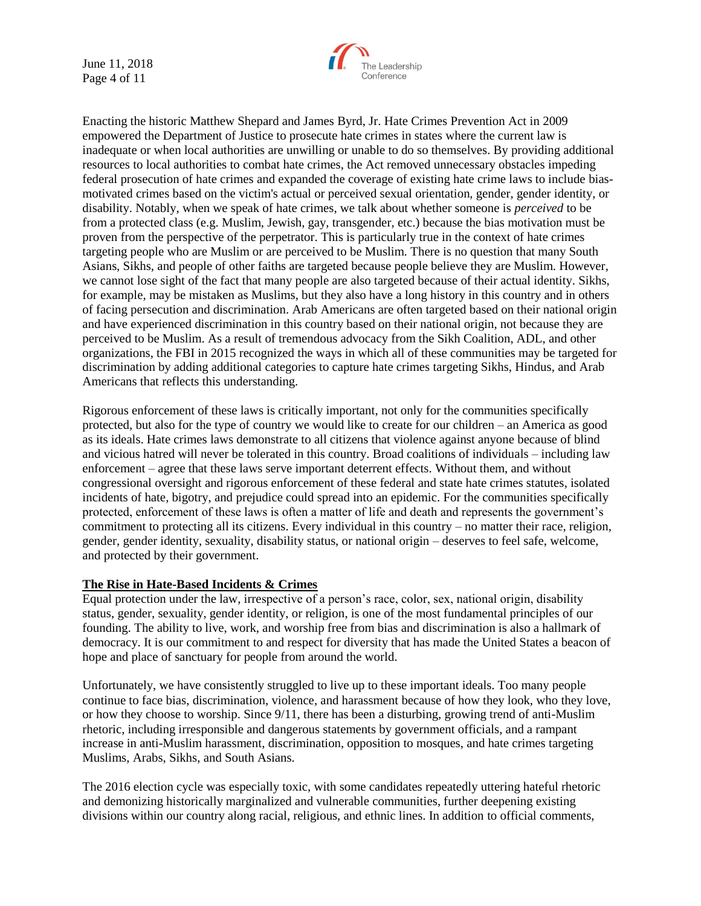Enacting the historic Matthew Shepard and James Byrd, Jr. Hate Crimes Prevention Act in 2009 empowered the Department of Justice to prosecute hate crimes in states where the current law is inadequate or when local authorities are unwilling or unable to do so themselves. By providing additional resources to local authorities to combat hate crimes, the Act removed unnecessary obstacles impeding federal prosecution of hate crimes and expanded the coverage of existing hate crime laws to include bias-motivated crimes based on the victim's actual or perceived sexual orientation, gender, gender identity, or disability. Notably, when we speak of hate crimes, we talk about whether someone is *perceived* to be from a protected class (e.g. Muslim, Jewish, gay, transgender, etc.) because the bias motivation must be proven from the perspective of the perpetrator. This is particularly true in the context of hate crimes targeting people who are Muslim or are perceived to be Muslim. There is no question that many South Asians, Sikhs, and people of other faiths are targeted because people believe they are Muslim. However, we cannot lose sight of the fact that many people are also targeted because of their actual identity. Sikhs, for example, may be mistaken as Muslims, but they also have a long history in this country and in others of facing persecution and discrimination. Arab Americans are often targeted based on their national origin and have experienced discrimination in this country based on their national origin, not because they are perceived to be Muslim. As a result of tremendous advocacy from the Sikh Coalition, ADL, and other organizations, the FBI in 2015 recognized the ways in which all of these communities may be targeted for discrimination by adding additional categories to capture hate crimes targeting Sikhs, Hindus, and Arab Americans that reflects this understanding.

Rigorous enforcement of these laws is critically important, not only for the communities specifically protected, but also for the type of country we would like to create for our children – an America as good as its ideals. Hate crimes laws demonstrate to all citizens that violence against anyone because of blind and vicious hatred will never be tolerated in this country. Broad coalitions of individuals – including law enforcement – agree that these laws serve important deterrent effects. Without them, and without congressional oversight and rigorous enforcement of these federal and state hate crimes statutes, isolated incidents of hate, bigotry, and prejudice could spread into an epidemic. For the communities specifically protected, enforcement of these laws is often a matter of life and death and represents the government's commitment to protecting all its citizens. Every individual in this country – no matter their race, religion, gender, gender identity, sexuality, disability status, or national origin – deserves to feel safe, welcome, and protected by their government.

## The Rise in Hate-Based Incidents & Crimes

Equal protection under the law, irrespective of a person's race, color, sex, national origin, disability status, gender, sexuality, gender identity, or religion, is one of the most fundamental principles of our founding. The ability to live, work, and worship free from bias and discrimination is also a hallmark of democracy. It is our commitment to and respect for diversity that has made the United States a beacon of hope and place of sanctuary for people from around the world.

Unfortunately, we have consistently struggled to live up to these important ideals. Too many people continue to face bias, discrimination, violence, and harassment because of how they look, who they love, or how they choose to worship. Since 9/11, there has been a disturbing, growing trend of anti-Muslim rhetoric, including irresponsible and dangerous statements by government officials, and a rampant increase in anti-Muslim harassment, discrimination, opposition to mosques, and hate crimes targeting Muslims, Arabs, Sikhs, and South Asians.

The 2016 election cycle was especially toxic, with some candidates repeatedly uttering hateful rhetoric and demonizing historically marginalized and vulnerable communities, further deepening existing divisions within our country along racial, religious, and ethnic lines. In addition to official comments,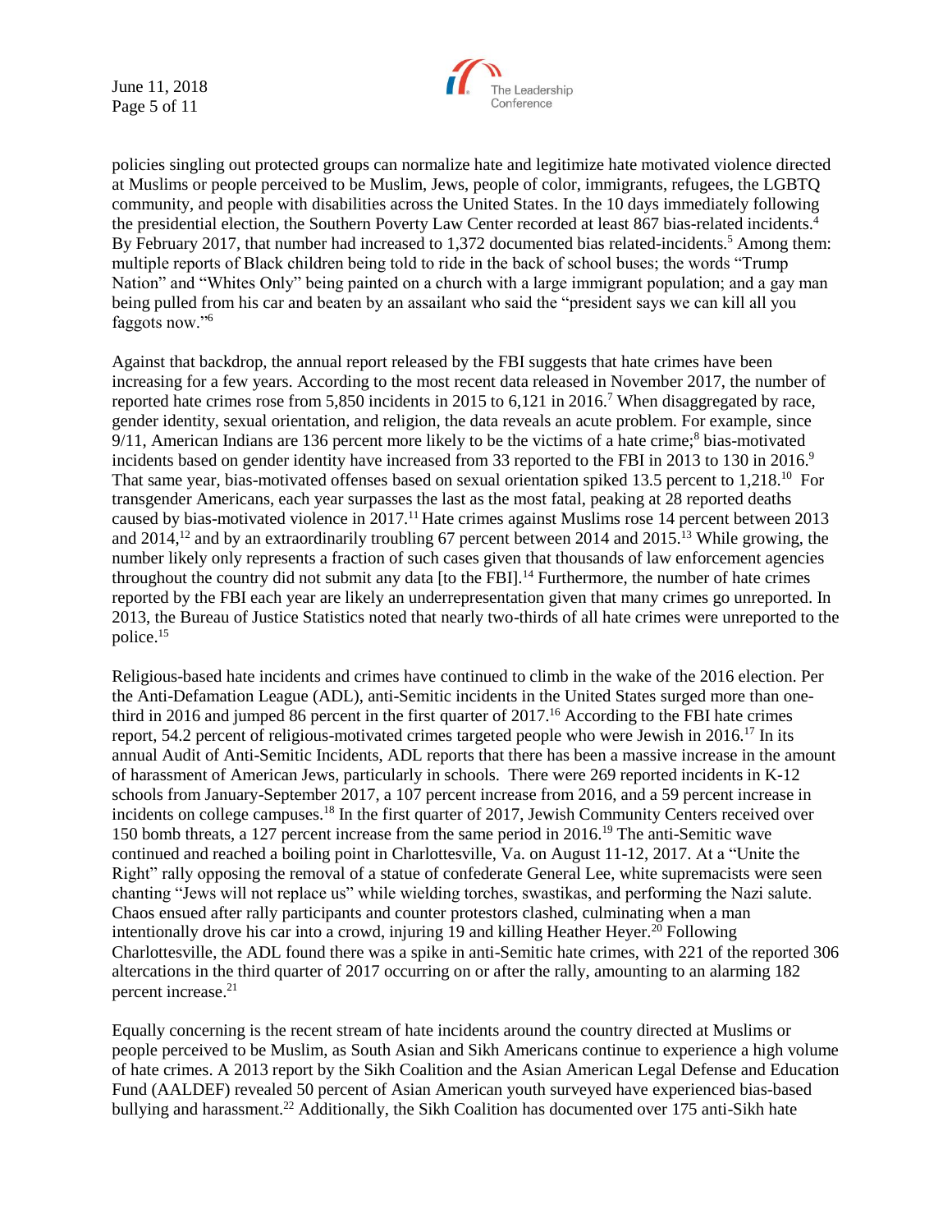policies singling out protected groups can normalize hate and legitimize hate motivated violence directed at Muslims or people perceived to be Muslim, Jews, people of color, immigrants, refugees, the LGBTQ community, and people with disabilities across the United States. In the 10 days immediately following the presidential election, the Southern Poverty Law Center recorded at least 867 bias-related incidents.[4] By February 2017, that number had increased to 1,372 documented bias related-incidents.[5] Among them: multiple reports of Black children being told to ride in the back of school buses; the words "Trump Nation" and "Whites Only" being painted on a church with a large immigrant population; and a gay man being pulled from his car and beaten by an assailant who said the "president says we can kill all you faggots now."[6]

Against that backdrop, the annual report released by the FBI suggests that hate crimes have been increasing for a few years. According to the most recent data released in November 2017, the number of reported hate crimes rose from 5,850 incidents in 2015 to 6,121 in 2016.[7] When disaggregated by race, gender identity, sexual orientation, and religion, the data reveals an acute problem. For example, since 9/11, American Indians are 136 percent more likely to be the victims of a hate crime;[8] bias-motivated incidents based on gender identity have increased from 33 reported to the FBI in 2013 to 130 in 2016.[9] That same year, bias-motivated offenses based on sexual orientation spiked 13.5 percent to 1,218.[10] For transgender Americans, each year surpasses the last as the most fatal, peaking at 28 reported deaths caused by bias-motivated violence in 2017.[11] Hate crimes against Muslims rose 14 percent between 2013 and 2014,[12] and by an extraordinarily troubling 67 percent between 2014 and 2015.[13] While growing, the number likely only represents a fraction of such cases given that thousands of law enforcement agencies throughout the country did not submit any data [to the FBI].[14] Furthermore, the number of hate crimes reported by the FBI each year are likely an underrepresentation given that many crimes go unreported. In 2013, the Bureau of Justice Statistics noted that nearly two-thirds of all hate crimes were unreported to the police.[15]

Religious-based hate incidents and crimes have continued to climb in the wake of the 2016 election. Per the Anti-Defamation League (ADL), anti-Semitic incidents in the United States surged more than one-third in 2016 and jumped 86 percent in the first quarter of 2017.[16] According to the FBI hate crimes report, 54.2 percent of religious-motivated crimes targeted people who were Jewish in 2016.[17] In its annual Audit of Anti-Semitic Incidents, ADL reports that there has been a massive increase in the amount of harassment of American Jews, particularly in schools. There were 269 reported incidents in K-12 schools from January-September 2017, a 107 percent increase from 2016, and a 59 percent increase in incidents on college campuses.[18] In the first quarter of 2017, Jewish Community Centers received over 150 bomb threats, a 127 percent increase from the same period in 2016.[19] The anti-Semitic wave continued and reached a boiling point in Charlottesville, Va. on August 11-12, 2017. At a "Unite the Right" rally opposing the removal of a statue of confederate General Lee, white supremacists were seen chanting "Jews will not replace us" while wielding torches, swastikas, and performing the Nazi salute. Chaos ensued after rally participants and counter protestors clashed, culminating when a man intentionally drove his car into a crowd, injuring 19 and killing Heather Heyer.[20] Following Charlottesville, the ADL found there was a spike in anti-Semitic hate crimes, with 221 of the reported 306 altercations in the third quarter of 2017 occurring on or after the rally, amounting to an alarming 182 percent increase.[21]

Equally concerning is the recent stream of hate incidents around the country directed at Muslims or people perceived to be Muslim, as South Asian and Sikh Americans continue to experience a high volume of hate crimes. A 2013 report by the Sikh Coalition and the Asian American Legal Defense and Education Fund (AALDEF) revealed 50 percent of Asian American youth surveyed have experienced bias-based bullying and harassment.[22] Additionally, the Sikh Coalition has documented over 175 anti-Sikh hate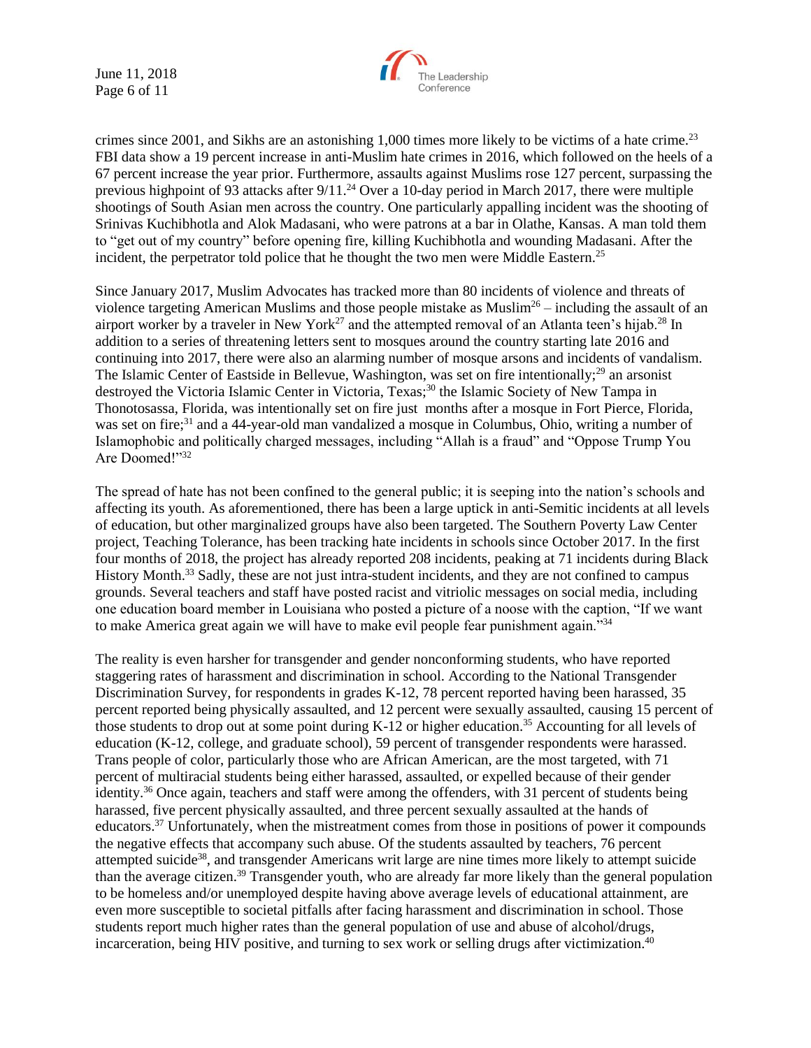crimes since 2001, and Sikhs are an astonishing 1,000 times more likely to be victims of a hate crime.[23] FBI data show a 19 percent increase in anti-Muslim hate crimes in 2016, which followed on the heels of a 67 percent increase the year prior. Furthermore, assaults against Muslims rose 127 percent, surpassing the previous highpoint of 93 attacks after 9/11.[24] Over a 10-day period in March 2017, there were multiple shootings of South Asian men across the country. One particularly appalling incident was the shooting of Srinivas Kuchibhotla and Alok Madasani, who were patrons at a bar in Olathe, Kansas. A man told them to "get out of my country" before opening fire, killing Kuchibhotla and wounding Madasani. After the incident, the perpetrator told police that he thought the two men were Middle Eastern.[25]

Since January 2017, Muslim Advocates has tracked more than 80 incidents of violence and threats of violence targeting American Muslims and those people mistake as Muslim[26] – including the assault of an airport worker by a traveler in New York[27] and the attempted removal of an Atlanta teen's hijab.[28] In addition to a series of threatening letters sent to mosques around the country starting late 2016 and continuing into 2017, there were also an alarming number of mosque arsons and incidents of vandalism. The Islamic Center of Eastside in Bellevue, Washington, was set on fire intentionally;[29] an arsonist destroyed the Victoria Islamic Center in Victoria, Texas;[30] the Islamic Society of New Tampa in Thonotosassa, Florida, was intentionally set on fire just months after a mosque in Fort Pierce, Florida, was set on fire;[31] and a 44-year-old man vandalized a mosque in Columbus, Ohio, writing a number of Islamophobic and politically charged messages, including "Allah is a fraud" and "Oppose Trump You Are Doomed!"[32]

The spread of hate has not been confined to the general public; it is seeping into the nation's schools and affecting its youth. As aforementioned, there has been a large uptick in anti-Semitic incidents at all levels of education, but other marginalized groups have also been targeted. The Southern Poverty Law Center project, Teaching Tolerance, has been tracking hate incidents in schools since October 2017. In the first four months of 2018, the project has already reported 208 incidents, peaking at 71 incidents during Black History Month.[33] Sadly, these are not just intra-student incidents, and they are not confined to campus grounds. Several teachers and staff have posted racist and vitriolic messages on social media, including one education board member in Louisiana who posted a picture of a noose with the caption, "If we want to make America great again we will have to make evil people fear punishment again."[34]

The reality is even harsher for transgender and gender nonconforming students, who have reported staggering rates of harassment and discrimination in school. According to the National Transgender Discrimination Survey, for respondents in grades K-12, 78 percent reported having been harassed, 35 percent reported being physically assaulted, and 12 percent were sexually assaulted, causing 15 percent of those students to drop out at some point during K-12 or higher education.[35] Accounting for all levels of education (K-12, college, and graduate school), 59 percent of transgender respondents were harassed. Trans people of color, particularly those who are African American, are the most targeted, with 71 percent of multiracial students being either harassed, assaulted, or expelled because of their gender identity.[36] Once again, teachers and staff were among the offenders, with 31 percent of students being harassed, five percent physically assaulted, and three percent sexually assaulted at the hands of educators.[37] Unfortunately, when the mistreatment comes from those in positions of power it compounds the negative effects that accompany such abuse. Of the students assaulted by teachers, 76 percent attempted suicide[38], and transgender Americans writ large are nine times more likely to attempt suicide than the average citizen.[39] Transgender youth, who are already far more likely than the general population to be homeless and/or unemployed despite having above average levels of educational attainment, are even more susceptible to societal pitfalls after facing harassment and discrimination in school. Those students report much higher rates than the general population of use and abuse of alcohol/drugs, incarceration, being HIV positive, and turning to sex work or selling drugs after victimization.[40]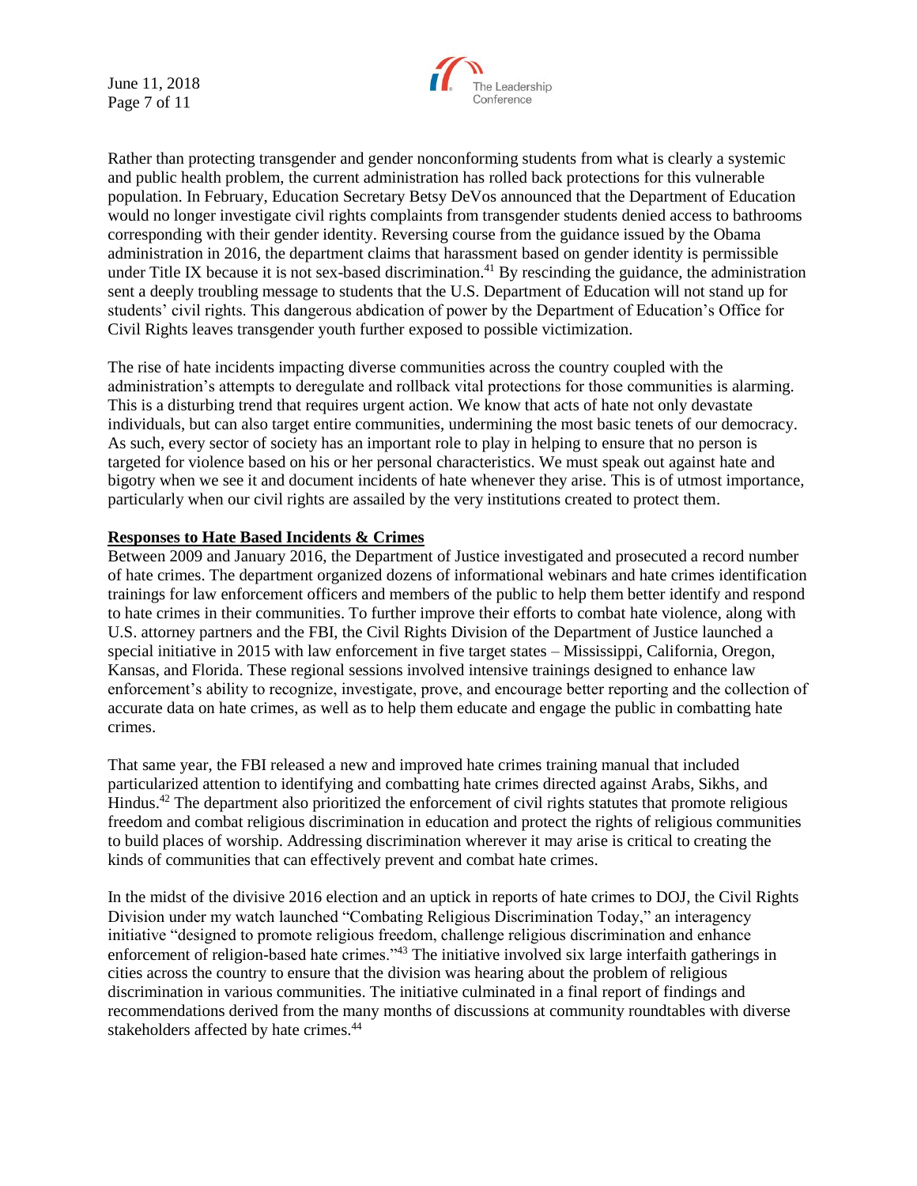Rather than protecting transgender and gender nonconforming students from what is clearly a systemic and public health problem, the current administration has rolled back protections for this vulnerable population. In February, Education Secretary Betsy DeVos announced that the Department of Education would no longer investigate civil rights complaints from transgender students denied access to bathrooms corresponding with their gender identity. Reversing course from the guidance issued by the Obama administration in 2016, the department claims that harassment based on gender identity is permissible under Title IX because it is not sex-based discrimination.[41] By rescinding the guidance, the administration sent a deeply troubling message to students that the U.S. Department of Education will not stand up for students' civil rights. This dangerous abdication of power by the Department of Education's Office for Civil Rights leaves transgender youth further exposed to possible victimization.

The rise of hate incidents impacting diverse communities across the country coupled with the administration's attempts to deregulate and rollback vital protections for those communities is alarming. This is a disturbing trend that requires urgent action. We know that acts of hate not only devastate individuals, but can also target entire communities, undermining the most basic tenets of our democracy. As such, every sector of society has an important role to play in helping to ensure that no person is targeted for violence based on his or her personal characteristics. We must speak out against hate and bigotry when we see it and document incidents of hate whenever they arise. This is of utmost importance, particularly when our civil rights are assailed by the very institutions created to protect them.

**Responses to Hate Based Incidents & Crimes**

Between 2009 and January 2016, the Department of Justice investigated and prosecuted a record number of hate crimes. The department organized dozens of informational webinars and hate crimes identification trainings for law enforcement officers and members of the public to help them better identify and respond to hate crimes in their communities. To further improve their efforts to combat hate violence, along with U.S. attorney partners and the FBI, the Civil Rights Division of the Department of Justice launched a special initiative in 2015 with law enforcement in five target states – Mississippi, California, Oregon, Kansas, and Florida. These regional sessions involved intensive trainings designed to enhance law enforcement's ability to recognize, investigate, prove, and encourage better reporting and the collection of accurate data on hate crimes, as well as to help them educate and engage the public in combatting hate crimes.

That same year, the FBI released a new and improved hate crimes training manual that included particularized attention to identifying and combatting hate crimes directed against Arabs, Sikhs, and Hindus.[42] The department also prioritized the enforcement of civil rights statutes that promote religious freedom and combat religious discrimination in education and protect the rights of religious communities to build places of worship. Addressing discrimination wherever it may arise is critical to creating the kinds of communities that can effectively prevent and combat hate crimes.

In the midst of the divisive 2016 election and an uptick in reports of hate crimes to DOJ, the Civil Rights Division under my watch launched "Combating Religious Discrimination Today," an interagency initiative "designed to promote religious freedom, challenge religious discrimination and enhance enforcement of religion-based hate crimes."[43] The initiative involved six large interfaith gatherings in cities across the country to ensure that the division was hearing about the problem of religious discrimination in various communities. The initiative culminated in a final report of findings and recommendations derived from the many months of discussions at community roundtables with diverse stakeholders affected by hate crimes.[44]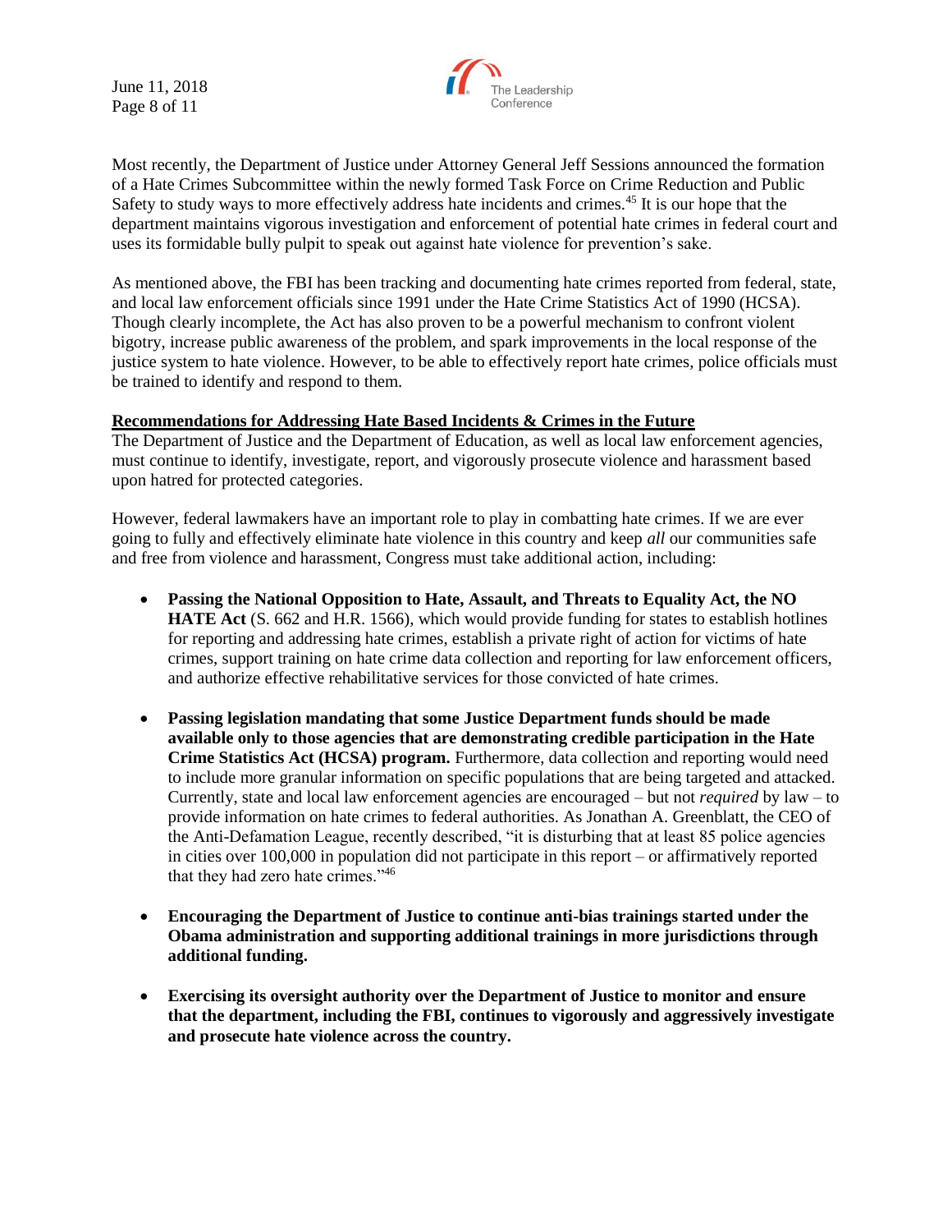Most recently, the Department of Justice under Attorney General Jeff Sessions announced the formation of a Hate Crimes Subcommittee within the newly formed Task Force on Crime Reduction and Public Safety to study ways to more effectively address hate incidents and crimes.[45] It is our hope that the department maintains vigorous investigation and enforcement of potential hate crimes in federal court and uses its formidable bully pulpit to speak out against hate violence for prevention's sake.

As mentioned above, the FBI has been tracking and documenting hate crimes reported from federal, state, and local law enforcement officials since 1991 under the Hate Crime Statistics Act of 1990 (HCSA). Though clearly incomplete, the Act has also proven to be a powerful mechanism to confront violent bigotry, increase public awareness of the problem, and spark improvements in the local response of the justice system to hate violence. However, to be able to effectively report hate crimes, police officials must be trained to identify and respond to them.

**Recommendations for Addressing Hate Based Incidents & Crimes in the Future**

The Department of Justice and the Department of Education, as well as local law enforcement agencies, must continue to identify, investigate, report, and vigorously prosecute violence and harassment based upon hatred for protected categories.

However, federal lawmakers have an important role to play in combatting hate crimes. If we are ever going to fully and effectively eliminate hate violence in this country and keep *all* our communities safe and free from violence and harassment, Congress must take additional action, including:

- **Passing the National Opposition to Hate, Assault, and Threats to Equality Act, the NO HATE Act** (S. 662 and H.R. 1566), which would provide funding for states to establish hotlines for reporting and addressing hate crimes, establish a private right of action for victims of hate crimes, support training on hate crime data collection and reporting for law enforcement officers, and authorize effective rehabilitative services for those convicted of hate crimes.

- **Passing legislation mandating that some Justice Department funds should be made available only to those agencies that are demonstrating credible participation in the Hate Crime Statistics Act (HCSA) program.** Furthermore, data collection and reporting would need to include more granular information on specific populations that are being targeted and attacked. Currently, state and local law enforcement agencies are encouraged – but not *required* by law – to provide information on hate crimes to federal authorities. As Jonathan A. Greenblatt, the CEO of the Anti-Defamation League, recently described, "it is disturbing that at least 85 police agencies in cities over 100,000 in population did not participate in this report – or affirmatively reported that they had zero hate crimes."[46]

- **Encouraging the Department of Justice to continue anti-bias trainings started under the Obama administration and supporting additional trainings in more jurisdictions through additional funding.**

- **Exercising its oversight authority over the Department of Justice to monitor and ensure that the department, including the FBI, continues to vigorously and aggressively investigate and prosecute hate violence across the country.**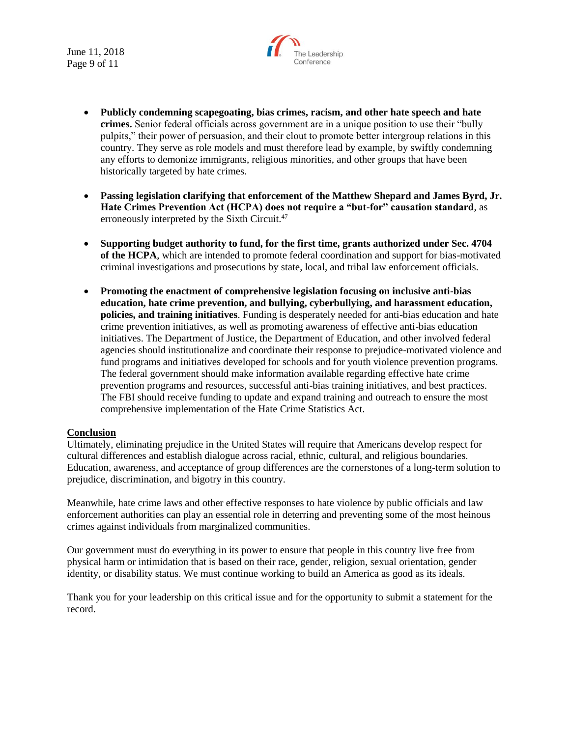- **Publicly condemning scapegoating, bias crimes, racism, and other hate speech and hate crimes.** Senior federal officials across government are in a unique position to use their "bully pulpits," their power of persuasion, and their clout to promote better intergroup relations in this country. They serve as role models and must therefore lead by example, by swiftly condemning any efforts to demonize immigrants, religious minorities, and other groups that have been historically targeted by hate crimes.

- **Passing legislation clarifying that enforcement of the Matthew Shepard and James Byrd, Jr. Hate Crimes Prevention Act (HCPA) does not require a "but-for" causation standard**, as erroneously interpreted by the Sixth Circuit.[47]

- **Supporting budget authority to fund, for the first time, grants authorized under Sec. 4704 of the HCPA**, which are intended to promote federal coordination and support for bias-motivated criminal investigations and prosecutions by state, local, and tribal law enforcement officials.

- **Promoting the enactment of comprehensive legislation focusing on inclusive anti-bias education, hate crime prevention, and bullying, cyberbullying, and harassment education, policies, and training initiatives**. Funding is desperately needed for anti-bias education and hate crime prevention initiatives, as well as promoting awareness of effective anti-bias education initiatives. The Department of Justice, the Department of Education, and other involved federal agencies should institutionalize and coordinate their response to prejudice-motivated violence and fund programs and initiatives developed for schools and for youth violence prevention programs. The federal government should make information available regarding effective hate crime prevention programs and resources, successful anti-bias training initiatives, and best practices. The FBI should receive funding to update and expand training and outreach to ensure the most comprehensive implementation of the Hate Crime Statistics Act.

## Conclusion

Ultimately, eliminating prejudice in the United States will require that Americans develop respect for cultural differences and establish dialogue across racial, ethnic, cultural, and religious boundaries. Education, awareness, and acceptance of group differences are the cornerstones of a long-term solution to prejudice, discrimination, and bigotry in this country.

Meanwhile, hate crime laws and other effective responses to hate violence by public officials and law enforcement authorities can play an essential role in deterring and preventing some of the most heinous crimes against individuals from marginalized communities.

Our government must do everything in its power to ensure that people in this country live free from physical harm or intimidation that is based on their race, gender, religion, sexual orientation, gender identity, or disability status. We must continue working to build an America as good as its ideals.

Thank you for your leadership on this critical issue and for the opportunity to submit a statement for the record.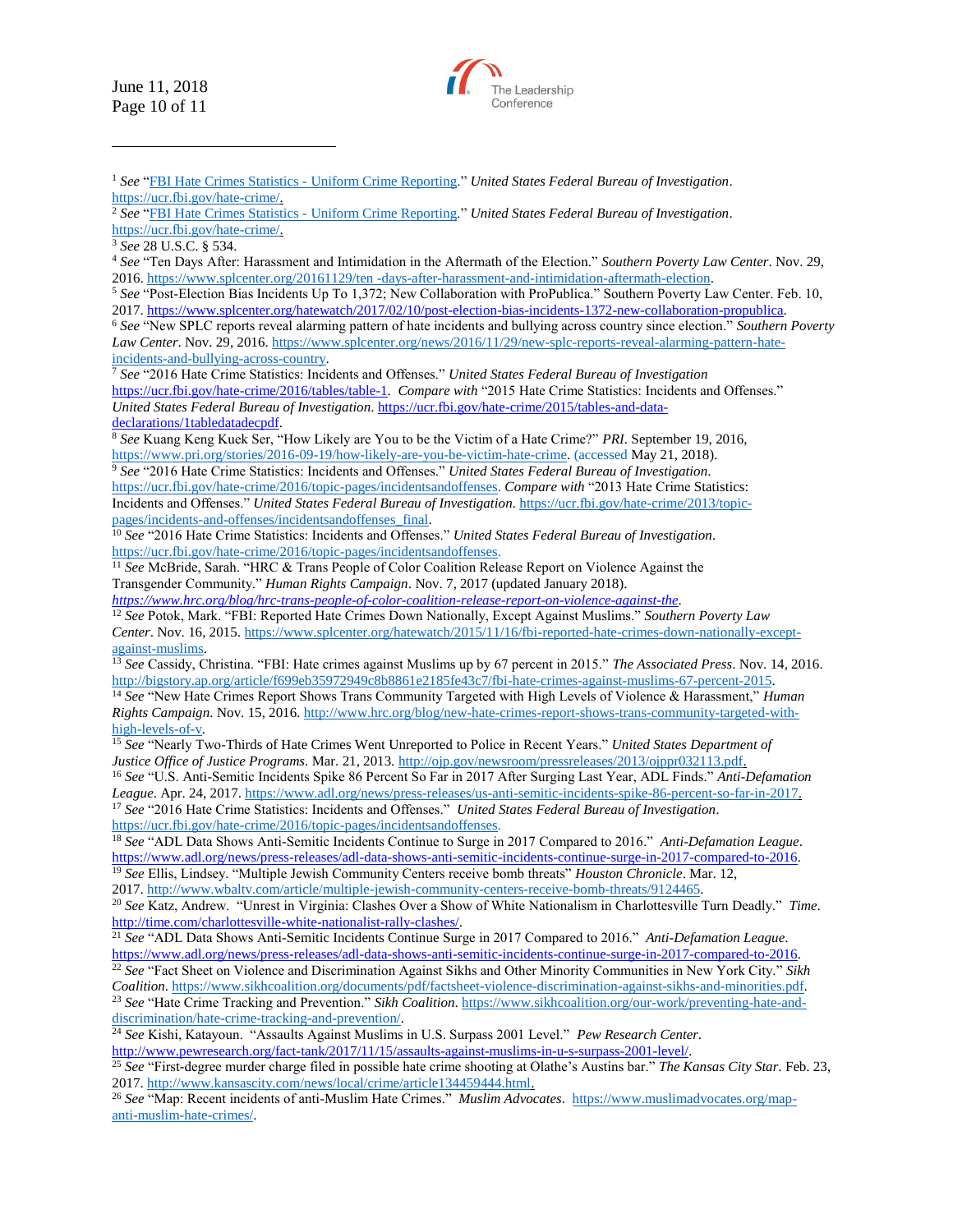[1] *See* "FBI Hate Crimes Statistics - Uniform Crime Reporting." *United States Federal Bureau of Investigation*. https://ucr.fbi.gov/hate-crime/.

[2] *See* "FBI Hate Crimes Statistics - Uniform Crime Reporting." *United States Federal Bureau of Investigation*. https://ucr.fbi.gov/hate-crime/.

[3] *See* 28 U.S.C. § 534.

[4] *See* "Ten Days After: Harassment and Intimidation in the Aftermath of the Election." *Southern Poverty Law Center*. Nov. 29, 2016. https://www.splcenter.org/20161129/ten -days-after-harassment-and-intimidation-aftermath-election.

[5] *See* "Post-Election Bias Incidents Up To 1,372; New Collaboration with ProPublica." Southern Poverty Law Center. Feb. 10, 2017. https://www.splcenter.org/hatewatch/2017/02/10/post-election-bias-incidents-1372-new-collaboration-propublica.

[6] *See* "New SPLC reports reveal alarming pattern of hate incidents and bullying across country since election." *Southern Poverty Law Center*. Nov. 29, 2016. https://www.splcenter.org/news/2016/11/29/new-splc-reports-reveal-alarming-pattern-hate-incidents-and-bullying-across-country.

[7] *See* "2016 Hate Crime Statistics: Incidents and Offenses." *United States Federal Bureau of Investigation* https://ucr.fbi.gov/hate-crime/2016/tables/table-1. *Compare with* "2015 Hate Crime Statistics: Incidents and Offenses." *United States Federal Bureau of Investigation*. https://ucr.fbi.gov/hate-crime/2015/tables-and-data-declarations/1tabledatadecpdf.

[8] *See* Kuang Keng Kuek Ser, "How Likely are You to be the Victim of a Hate Crime?" *PRI*. September 19, 2016, https://www.pri.org/stories/2016-09-19/how-likely-are-you-be-victim-hate-crime. (accessed May 21, 2018).

[9] *See* "2016 Hate Crime Statistics: Incidents and Offenses." *United States Federal Bureau of Investigation*. https://ucr.fbi.gov/hate-crime/2016/topic-pages/incidentsandoffenses. *Compare with* "2013 Hate Crime Statistics: Incidents and Offenses." *United States Federal Bureau of Investigation*. https://ucr.fbi.gov/hate-crime/2013/topic-pages/incidents-and-offenses/incidentsandoffenses_final.

[10] *See* "2016 Hate Crime Statistics: Incidents and Offenses." *United States Federal Bureau of Investigation*. https://ucr.fbi.gov/hate-crime/2016/topic-pages/incidentsandoffenses.

[11] *See* McBride, Sarah. "HRC & Trans People of Color Coalition Release Report on Violence Against the Transgender Community." *Human Rights Campaign*. Nov. 7, 2017 (updated January 2018). *https://www.hrc.org/blog/hrc-trans-people-of-color-coalition-release-report-on-violence-against-the*.

[12] *See* Potok, Mark. "FBI: Reported Hate Crimes Down Nationally, Except Against Muslims." *Southern Poverty Law Center*. Nov. 16, 2015. https://www.splcenter.org/hatewatch/2015/11/16/fbi-reported-hate-crimes-down-nationally-except-against-muslims.

[13] *See* Cassidy, Christina. "FBI: Hate crimes against Muslims up by 67 percent in 2015." *The Associated Press*. Nov. 14, 2016. http://bigstory.ap.org/article/f699eb35972949c8b8861e2185fe43c7/fbi-hate-crimes-against-muslims-67-percent-2015.

[14] *See* "New Hate Crimes Report Shows Trans Community Targeted with High Levels of Violence & Harassment," *Human Rights Campaign*. Nov. 15, 2016. http://www.hrc.org/blog/new-hate-crimes-report-shows-trans-community-targeted-with-high-levels-of-v.

[15] *See* "Nearly Two-Thirds of Hate Crimes Went Unreported to Police in Recent Years." *United States Department of Justice Office of Justice Programs*. Mar. 21, 2013. http://ojp.gov/newsroom/pressreleases/2013/ojppr032113.pdf.

[16] *See* "U.S. Anti-Semitic Incidents Spike 86 Percent So Far in 2017 After Surging Last Year, ADL Finds." *Anti-Defamation League*. Apr. 24, 2017. https://www.adl.org/news/press-releases/us-anti-semitic-incidents-spike-86-percent-so-far-in-2017.

[17] *See* "2016 Hate Crime Statistics: Incidents and Offenses." *United States Federal Bureau of Investigation*. https://ucr.fbi.gov/hate-crime/2016/topic-pages/incidentsandoffenses.

[18] *See* "ADL Data Shows Anti-Semitic Incidents Continue to Surge in 2017 Compared to 2016." *Anti-Defamation League*. https://www.adl.org/news/press-releases/adl-data-shows-anti-semitic-incidents-continue-surge-in-2017-compared-to-2016.

[19] *See* Ellis, Lindsey. "Multiple Jewish Community Centers receive bomb threats" *Houston Chronicle*. Mar. 12, 2017. http://www.wbaltv.com/article/multiple-jewish-community-centers-receive-bomb-threats/9124465.

[20] *See* Katz, Andrew. "Unrest in Virginia: Clashes Over a Show of White Nationalism in Charlottesville Turn Deadly." *Time*. http://time.com/charlottesville-white-nationalist-rally-clashes/.

[21] *See* "ADL Data Shows Anti-Semitic Incidents Continue Surge in 2017 Compared to 2016." *Anti-Defamation League*. https://www.adl.org/news/press-releases/adl-data-shows-anti-semitic-incidents-continue-surge-in-2017-compared-to-2016.

[22] *See* "Fact Sheet on Violence and Discrimination Against Sikhs and Other Minority Communities in New York City." *Sikh Coalition*. https://www.sikhcoalition.org/documents/pdf/factsheet-violence-discrimination-against-sikhs-and-minorities.pdf.

[23] *See* "Hate Crime Tracking and Prevention." *Sikh Coalition*. https://www.sikhcoalition.org/our-work/preventing-hate-and-discrimination/hate-crime-tracking-and-prevention/.

[24] *See* Kishi, Katayoun. "Assaults Against Muslims in U.S. Surpass 2001 Level." *Pew Research Center*. http://www.pewresearch.org/fact-tank/2017/11/15/assaults-against-muslims-in-u-s-surpass-2001-level/.

[25] *See* "First-degree murder charge filed in possible hate crime shooting at Olathe's Austins bar." *The Kansas City Star*. Feb. 23, 2017. http://www.kansascity.com/news/local/crime/article134459444.html.

[26] *See* "Map: Recent incidents of anti-Muslim Hate Crimes." *Muslim Advocates*. https://www.muslimadvocates.org/map-anti-muslim-hate-crimes/.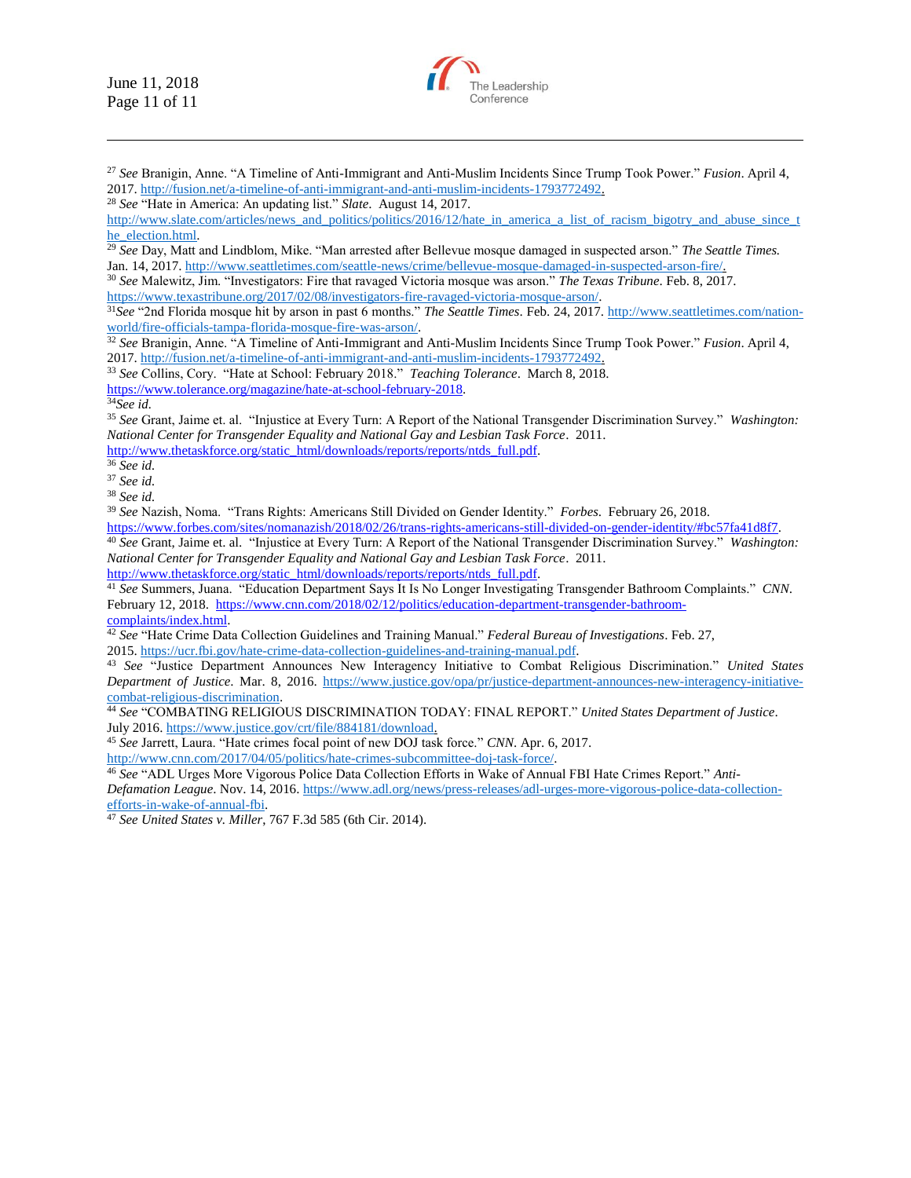[27] *See* Branigin, Anne. "A Timeline of Anti-Immigrant and Anti-Muslim Incidents Since Trump Took Power." *Fusion*. April 4, 2017. http://fusion.net/a-timeline-of-anti-immigrant-and-anti-muslim-incidents-1793772492.

[28] *See* "Hate in America: An updating list." *Slate*. August 14, 2017. http://www.slate.com/articles/news_and_politics/politics/2016/12/hate_in_america_a_list_of_racism_bigotry_and_abuse_since_the_election.html.

[29] *See* Day, Matt and Lindblom, Mike. "Man arrested after Bellevue mosque damaged in suspected arson." *The Seattle Times.* Jan. 14, 2017. http://www.seattletimes.com/seattle-news/crime/bellevue-mosque-damaged-in-suspected-arson-fire/.

[30] *See* Malewitz, Jim. "Investigators: Fire that ravaged Victoria mosque was arson." *The Texas Tribune*. Feb. 8, 2017. https://www.texastribune.org/2017/02/08/investigators-fire-ravaged-victoria-mosque-arson/.

[31] *See* "2nd Florida mosque hit by arson in past 6 months." *The Seattle Times*. Feb. 24, 2017. http://www.seattletimes.com/nation-world/fire-officials-tampa-florida-mosque-fire-was-arson/.

[32] *See* Branigin, Anne. "A Timeline of Anti-Immigrant and Anti-Muslim Incidents Since Trump Took Power." *Fusion*. April 4, 2017. http://fusion.net/a-timeline-of-anti-immigrant-and-anti-muslim-incidents-1793772492.

[33] *See* Collins, Cory. "Hate at School: February 2018." *Teaching Tolerance*. March 8, 2018. https://www.tolerance.org/magazine/hate-at-school-february-2018.

[34] *See id*.

[35] *See* Grant, Jaime et. al. "Injustice at Every Turn: A Report of the National Transgender Discrimination Survey." *Washington: National Center for Transgender Equality and National Gay and Lesbian Task Force*. 2011. http://www.thetaskforce.org/static_html/downloads/reports/reports/ntds_full.pdf.

[36] *See id.*

[37] *See id.*

[38] *See id.*

[39] *See* Nazish, Noma. "Trans Rights: Americans Still Divided on Gender Identity." *Forbes*. February 26, 2018. https://www.forbes.com/sites/nomanazish/2018/02/26/trans-rights-americans-still-divided-on-gender-identity/#bc57fa41d8f7.

[40] *See* Grant, Jaime et. al. "Injustice at Every Turn: A Report of the National Transgender Discrimination Survey." *Washington: National Center for Transgender Equality and National Gay and Lesbian Task Force*. 2011. http://www.thetaskforce.org/static_html/downloads/reports/reports/ntds_full.pdf.

[41] *See* Summers, Juana. "Education Department Says It Is No Longer Investigating Transgender Bathroom Complaints." *CNN*. February 12, 2018. https://www.cnn.com/2018/02/12/politics/education-department-transgender-bathroom-complaints/index.html.

[42] *See* "Hate Crime Data Collection Guidelines and Training Manual." *Federal Bureau of Investigations*. Feb. 27, 2015. https://ucr.fbi.gov/hate-crime-data-collection-guidelines-and-training-manual.pdf.

[43] *See* "Justice Department Announces New Interagency Initiative to Combat Religious Discrimination." *United States Department of Justice*. Mar. 8, 2016. https://www.justice.gov/opa/pr/justice-department-announces-new-interagency-initiative-combat-religious-discrimination.

[44] *See* "COMBATING RELIGIOUS DISCRIMINATION TODAY: FINAL REPORT." *United States Department of Justice*. July 2016. https://www.justice.gov/crt/file/884181/download.

[45] *See* Jarrett, Laura. "Hate crimes focal point of new DOJ task force." *CNN*. Apr. 6, 2017. http://www.cnn.com/2017/04/05/politics/hate-crimes-subcommittee-doj-task-force/.

[46] *See* "ADL Urges More Vigorous Police Data Collection Efforts in Wake of Annual FBI Hate Crimes Report." *Anti-Defamation League*. Nov. 14, 2016. https://www.adl.org/news/press-releases/adl-urges-more-vigorous-police-data-collection-efforts-in-wake-of-annual-fbi.

[47] *See United States v. Miller*, 767 F.3d 585 (6th Cir. 2014).